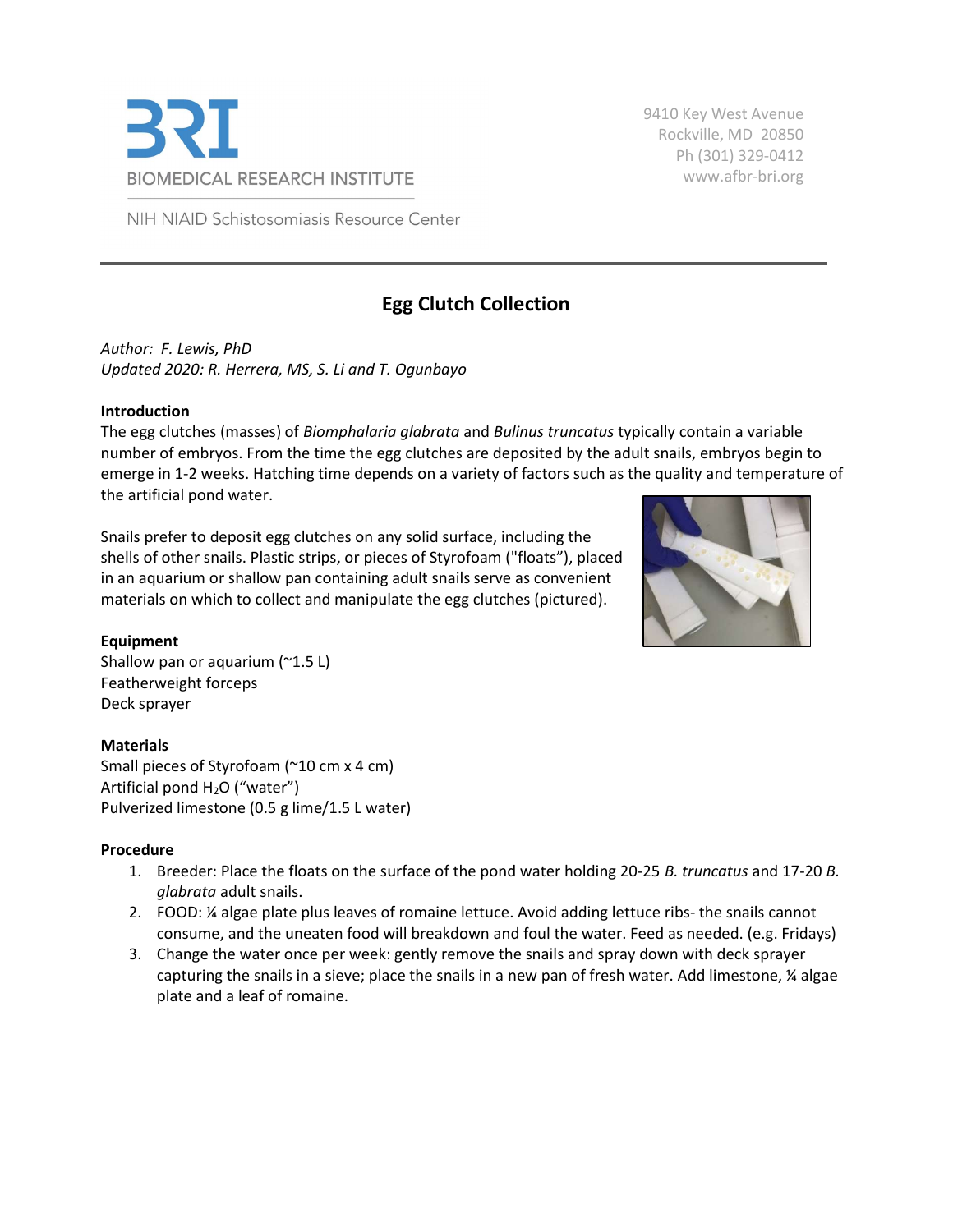BRI

BIOMEDICAL RESEARCH INSTITUTE

NIH NIAID Schistosomiasis Resource Center

9410 Key West Avenue
Rockville, MD 20850
Ph (301) 329-0412
www.afbr-bri.org

# Egg Clutch Collection

*Author: F. Lewis, PhD*
*Updated 2020: R. Herrera, MS, S. Li and T. Ogunbayo*

**Introduction**

The egg clutches (masses) of *Biomphalaria glabrata* and *Bulinus truncatus* typically contain a variable number of embryos. From the time the egg clutches are deposited by the adult snails, embryos begin to emerge in 1-2 weeks. Hatching time depends on a variety of factors such as the quality and temperature of the artificial pond water.

Snails prefer to deposit egg clutches on any solid surface, including the shells of other snails. Plastic strips, or pieces of Styrofoam ("floats"), placed in an aquarium or shallow pan containing adult snails serve as convenient materials on which to collect and manipulate the egg clutches (pictured).

**Equipment**

Shallow pan or aquarium (~1.5 L)
Featherweight forceps
Deck sprayer

**Materials**

Small pieces of Styrofoam (~10 cm x 4 cm)
Artificial pond $H_2O$ ("water")
Pulverized limestone (0.5 g lime/1.5 L water)

**Procedure**

1. Breeder: Place the floats on the surface of the pond water holding 20-25 *B. truncatus* and 17-20 *B. glabrata* adult snails.
2. FOOD: ¼ algae plate plus leaves of romaine lettuce. Avoid adding lettuce ribs- the snails cannot consume, and the uneaten food will breakdown and foul the water. Feed as needed. (e.g. Fridays)
3. Change the water once per week: gently remove the snails and spray down with deck sprayer capturing the snails in a sieve; place the snails in a new pan of fresh water. Add limestone, ¼ algae plate and a leaf of romaine.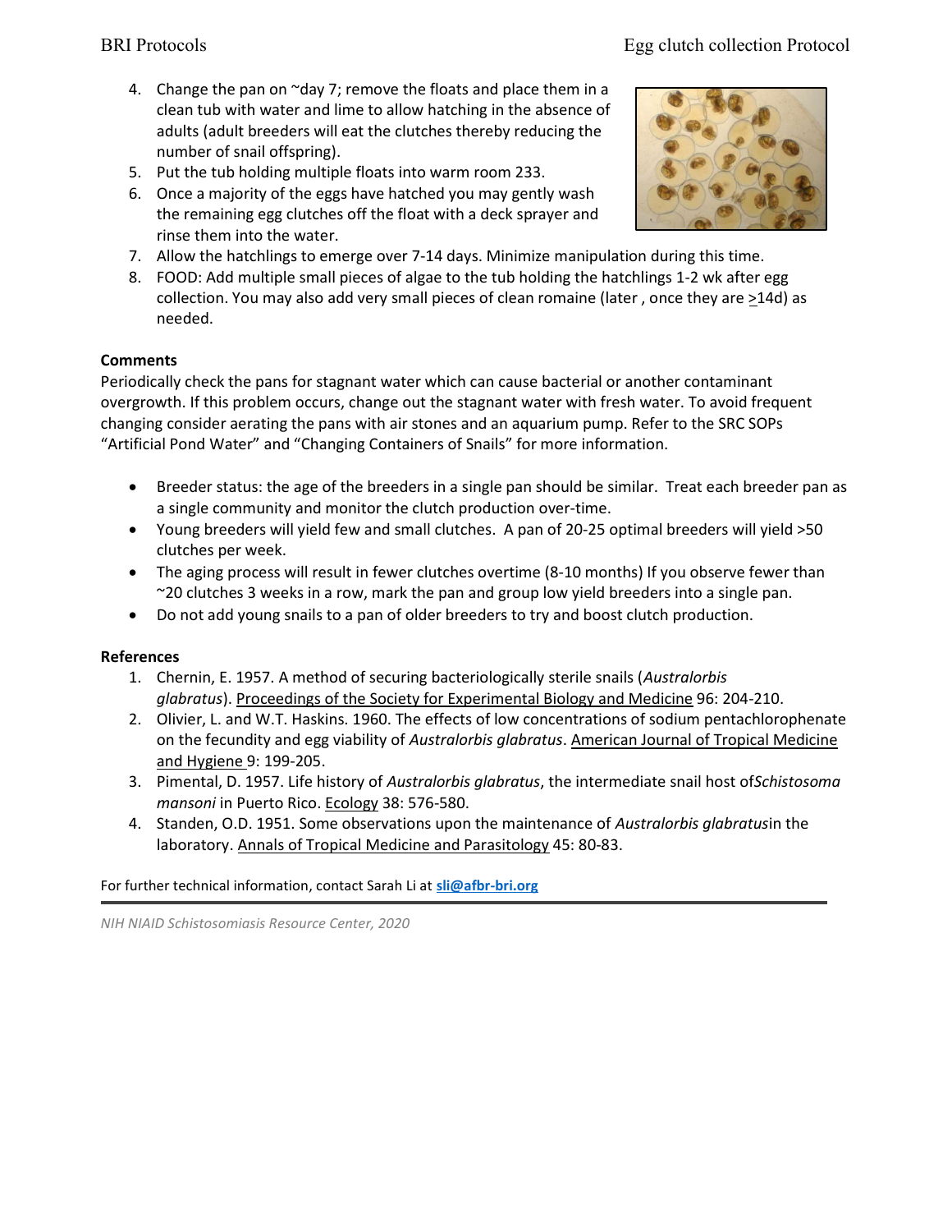4. Change the pan on ~day 7; remove the floats and place them in a clean tub with water and lime to allow hatching in the absence of adults (adult breeders will eat the clutches thereby reducing the number of snail offspring).
5. Put the tub holding multiple floats into warm room 233.
6. Once a majority of the eggs have hatched you may gently wash the remaining egg clutches off the float with a deck sprayer and rinse them into the water.
7. Allow the hatchlings to emerge over 7-14 days. Minimize manipulation during this time.
8. FOOD: Add multiple small pieces of algae to the tub holding the hatchlings 1-2 wk after egg collection. You may also add very small pieces of clean romaine (later , once they are ≥14d) as needed.

**Comments**

Periodically check the pans for stagnant water which can cause bacterial or another contaminant overgrowth. If this problem occurs, change out the stagnant water with fresh water. To avoid frequent changing consider aerating the pans with air stones and an aquarium pump. Refer to the SRC SOPs "Artificial Pond Water" and "Changing Containers of Snails" for more information.

- Breeder status: the age of the breeders in a single pan should be similar. Treat each breeder pan as a single community and monitor the clutch production over-time.
- Young breeders will yield few and small clutches. A pan of 20-25 optimal breeders will yield >50 clutches per week.
- The aging process will result in fewer clutches overtime (8-10 months) If you observe fewer than ~20 clutches 3 weeks in a row, mark the pan and group low yield breeders into a single pan.
- Do not add young snails to a pan of older breeders to try and boost clutch production.

**References**

1. Chernin, E. 1957. A method of securing bacteriologically sterile snails (*Australorbis glabratus*). Proceedings of the Society for Experimental Biology and Medicine 96: 204-210.
2. Olivier, L. and W.T. Haskins. 1960. The effects of low concentrations of sodium pentachlorophenate on the fecundity and egg viability of *Australorbis glabratus*. American Journal of Tropical Medicine and Hygiene 9: 199-205.
3. Pimental, D. 1957. Life history of *Australorbis glabratus*, the intermediate snail host of *Schistosoma mansoni* in Puerto Rico. Ecology 38: 576-580.
4. Standen, O.D. 1951. Some observations upon the maintenance of *Australorbis glabratus* in the laboratory. Annals of Tropical Medicine and Parasitology 45: 80-83.

For further technical information, contact Sarah Li at **sli@afbr-bri.org**

*NIH NIAID Schistosomiasis Resource Center, 2020*